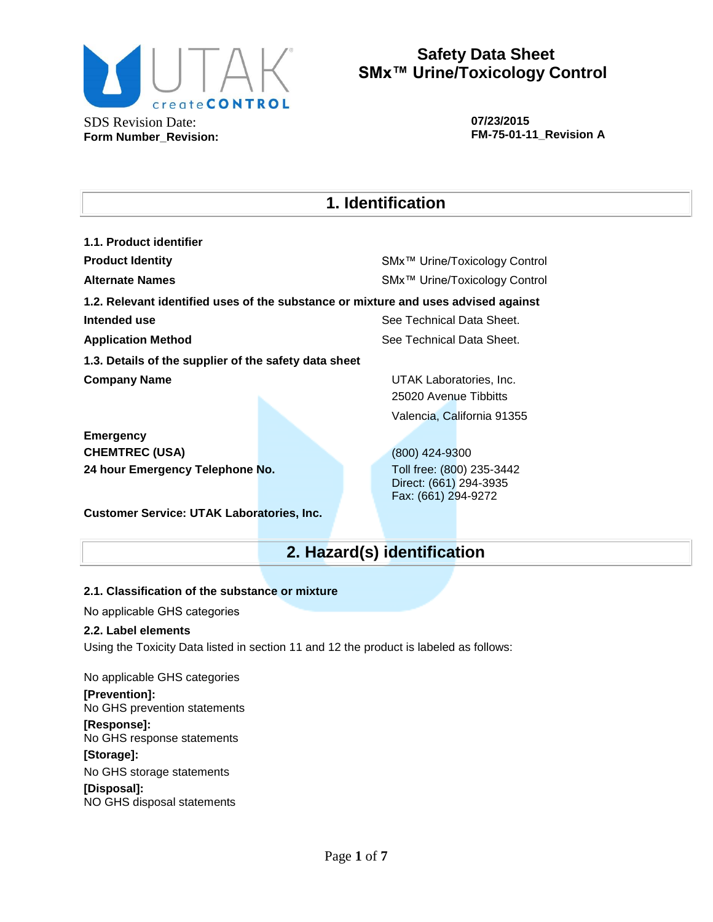# Safety Data Sheet
# SMx™ Urine/Toxicology Control

| | |
|---|---|
| SDS Revision Date: | 07/23/2015 |
| **Form Number_Revision:** | **FM-75-01-11_Revision A** |

## 1. Identification

### 1.1. Product identifier

| | |
|---|---|
| **Product Identity** | SMx™ Urine/Toxicology Control |
| **Alternate Names** | SMx™ Urine/Toxicology Control |

### 1.2. Relevant identified uses of the substance or mixture and uses advised against

| | |
|---|---|
| **Intended use** | See Technical Data Sheet. |
| **Application Method** | See Technical Data Sheet. |

### 1.3. Details of the supplier of the safety data sheet

| | |
|---|---|
| **Company Name** | UTAK Laboratories, Inc.<br>25020 Avenue Tibbitts<br>Valencia, California 91355 |
| **Emergency** | |
| **CHEMTREC (USA)** | (800) 424-9300 |
| **24 hour Emergency Telephone No.** | Toll free: (800) 235-3442<br>Direct: (661) 294-3935<br>Fax: (661) 294-9272 |

**Customer Service: UTAK Laboratories, Inc.**

## 2. Hazard(s) identification

### 2.1. Classification of the substance or mixture

No applicable GHS categories

### 2.2. Label elements

Using the Toxicity Data listed in section 11 and 12 the product is labeled as follows:

No applicable GHS categories

**[Prevention]:**
No GHS prevention statements

**[Response]:**
No GHS response statements

**[Storage]:**
No GHS storage statements

**[Disposal]:**
NO GHS disposal statements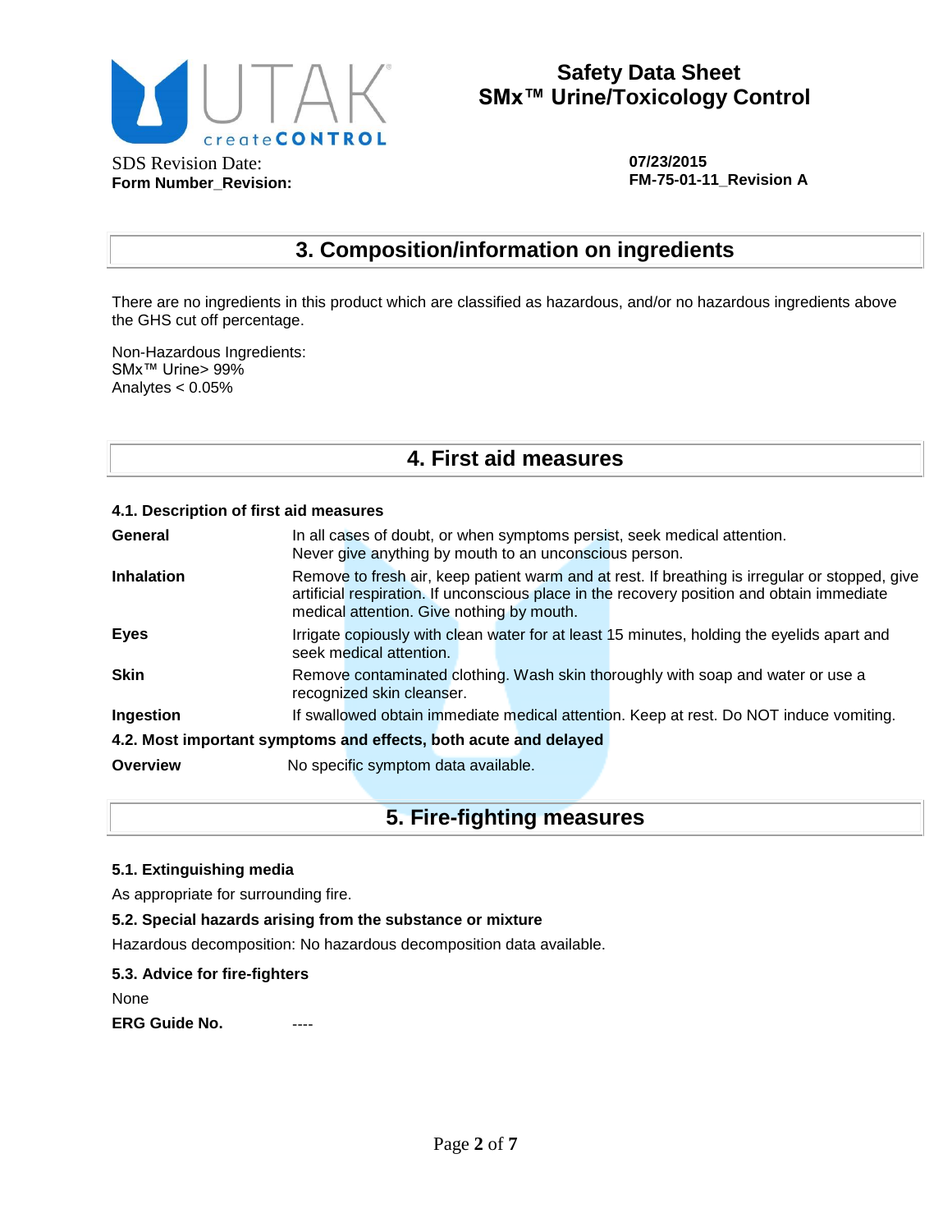## 3. Composition/information on ingredients

There are no ingredients in this product which are classified as hazardous, and/or no hazardous ingredients above the GHS cut off percentage.

Non-Hazardous Ingredients:
SMx™ Urine> 99%
Analytes < 0.05%

## 4. First aid measures

### 4.1. Description of first aid measures

| | |
|---|---|
| **General** | In all cases of doubt, or when symptoms persist, seek medical attention. Never give anything by mouth to an unconscious person. |
| **Inhalation** | Remove to fresh air, keep patient warm and at rest. If breathing is irregular or stopped, give artificial respiration. If unconscious place in the recovery position and obtain immediate medical attention. Give nothing by mouth. |
| **Eyes** | Irrigate copiously with clean water for at least 15 minutes, holding the eyelids apart and seek medical attention. |
| **Skin** | Remove contaminated clothing. Wash skin thoroughly with soap and water or use a recognized skin cleanser. |
| **Ingestion** | If swallowed obtain immediate medical attention. Keep at rest. Do NOT induce vomiting. |

### 4.2. Most important symptoms and effects, both acute and delayed

| | |
|---|---|
| **Overview** | No specific symptom data available. |

## 5. Fire-fighting measures

### 5.1. Extinguishing media

As appropriate for surrounding fire.

### 5.2. Special hazards arising from the substance or mixture

Hazardous decomposition: No hazardous decomposition data available.

### 5.3. Advice for fire-fighters

None

**ERG Guide No.** ----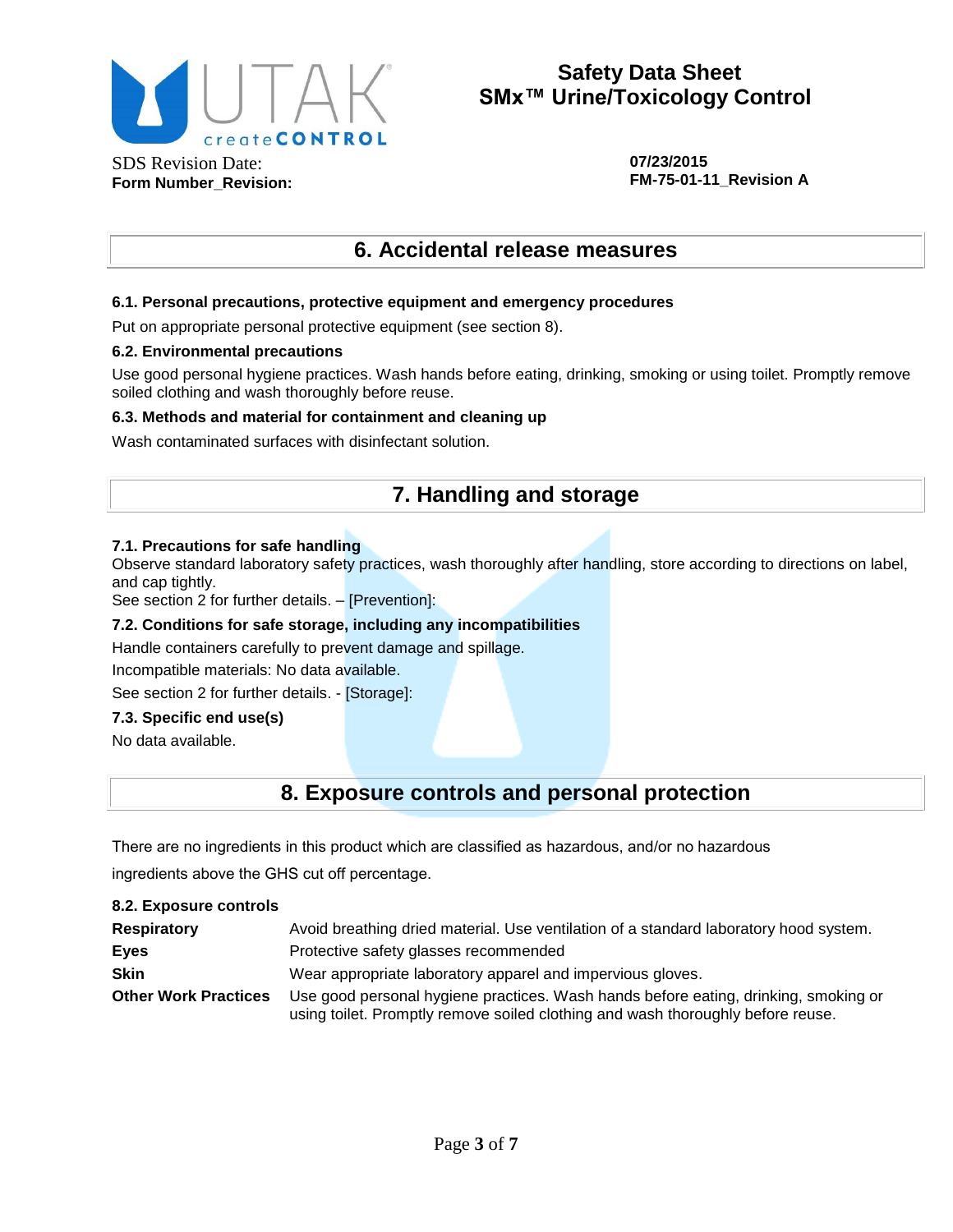## 6. Accidental release measures

### 6.1. Personal precautions, protective equipment and emergency procedures

Put on appropriate personal protective equipment (see section 8).

### 6.2. Environmental precautions

Use good personal hygiene practices. Wash hands before eating, drinking, smoking or using toilet. Promptly remove soiled clothing and wash thoroughly before reuse.

### 6.3. Methods and material for containment and cleaning up

Wash contaminated surfaces with disinfectant solution.

## 7. Handling and storage

### 7.1. Precautions for safe handling

Observe standard laboratory safety practices, wash thoroughly after handling, store according to directions on label, and cap tightly.
See section 2 for further details. – [Prevention]:

### 7.2. Conditions for safe storage, including any incompatibilities

Handle containers carefully to prevent damage and spillage.

Incompatible materials: No data available.

See section 2 for further details. - [Storage]:

### 7.3. Specific end use(s)

No data available.

## 8. Exposure controls and personal protection

There are no ingredients in this product which are classified as hazardous, and/or no hazardous ingredients above the GHS cut off percentage.

### 8.2. Exposure controls

| | |
|---|---|
| **Respiratory** | Avoid breathing dried material. Use ventilation of a standard laboratory hood system. |
| **Eyes** | Protective safety glasses recommended |
| **Skin** | Wear appropriate laboratory apparel and impervious gloves. |
| **Other Work Practices** | Use good personal hygiene practices. Wash hands before eating, drinking, smoking or using toilet. Promptly remove soiled clothing and wash thoroughly before reuse. |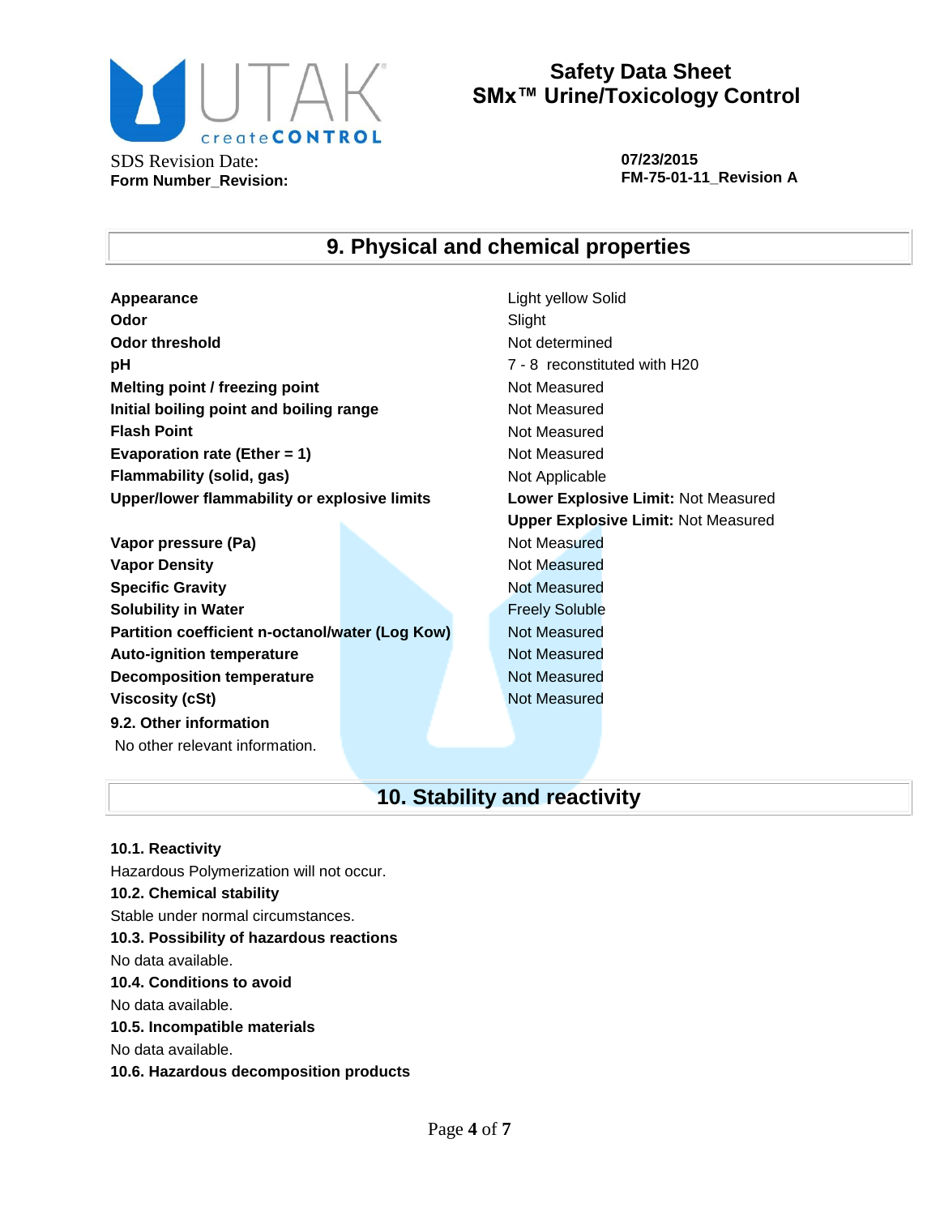## 9. Physical and chemical properties

| | |
|---|---|
| **Appearance** | Light yellow Solid |
| **Odor** | Slight |
| **Odor threshold** | Not determined |
| **pH** | 7 - 8 reconstituted with H20 |
| **Melting point / freezing point** | Not Measured |
| **Initial boiling point and boiling range** | Not Measured |
| **Flash Point** | Not Measured |
| **Evaporation rate (Ether = 1)** | Not Measured |
| **Flammability (solid, gas)** | Not Applicable |
| **Upper/lower flammability or explosive limits** | **Lower Explosive Limit:** Not Measured<br>**Upper Explosive Limit:** Not Measured |
| **Vapor pressure (Pa)** | Not Measured |
| **Vapor Density** | Not Measured |
| **Specific Gravity** | Not Measured |
| **Solubility in Water** | Freely Soluble |
| **Partition coefficient n-octanol/water (Log Kow)** | Not Measured |
| **Auto-ignition temperature** | Not Measured |
| **Decomposition temperature** | Not Measured |
| **Viscosity (cSt)** | Not Measured |

**9.2. Other information**

No other relevant information.

## 10. Stability and reactivity

**10.1. Reactivity**

Hazardous Polymerization will not occur.

**10.2. Chemical stability**

Stable under normal circumstances.

**10.3. Possibility of hazardous reactions**

No data available.

**10.4. Conditions to avoid**

No data available.

**10.5. Incompatible materials**

No data available.

**10.6. Hazardous decomposition products**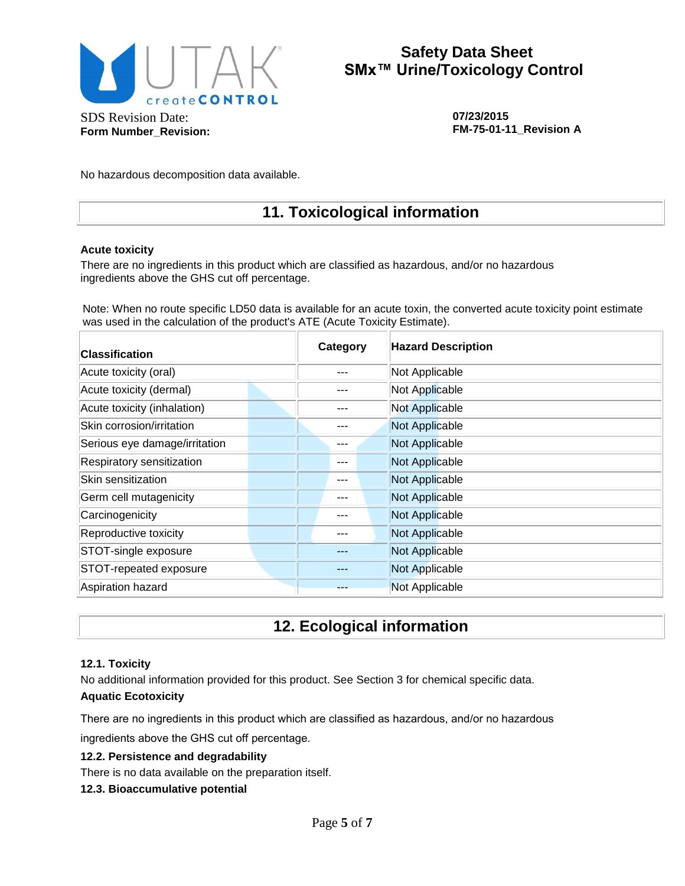No hazardous decomposition data available.

## 11. Toxicological information

**Acute toxicity**

There are no ingredients in this product which are classified as hazardous, and/or no hazardous ingredients above the GHS cut off percentage.

Note: When no route specific LD50 data is available for an acute toxin, the converted acute toxicity point estimate was used in the calculation of the product's ATE (Acute Toxicity Estimate).

| Classification | Category | Hazard Description |
|---|---|---|
| Acute toxicity (oral) | --- | Not Applicable |
| Acute toxicity (dermal) | --- | Not Applicable |
| Acute toxicity (inhalation) | --- | Not Applicable |
| Skin corrosion/irritation | --- | Not Applicable |
| Serious eye damage/irritation | --- | Not Applicable |
| Respiratory sensitization | --- | Not Applicable |
| Skin sensitization | --- | Not Applicable |
| Germ cell mutagenicity | --- | Not Applicable |
| Carcinogenicity | --- | Not Applicable |
| Reproductive toxicity | --- | Not Applicable |
| STOT-single exposure | --- | Not Applicable |
| STOT-repeated exposure | --- | Not Applicable |
| Aspiration hazard | --- | Not Applicable |

## 12. Ecological information

**12.1. Toxicity**

No additional information provided for this product. See Section 3 for chemical specific data.

**Aquatic Ecotoxicity**

There are no ingredients in this product which are classified as hazardous, and/or no hazardous ingredients above the GHS cut off percentage.

**12.2. Persistence and degradability**

There is no data available on the preparation itself.

**12.3. Bioaccumulative potential**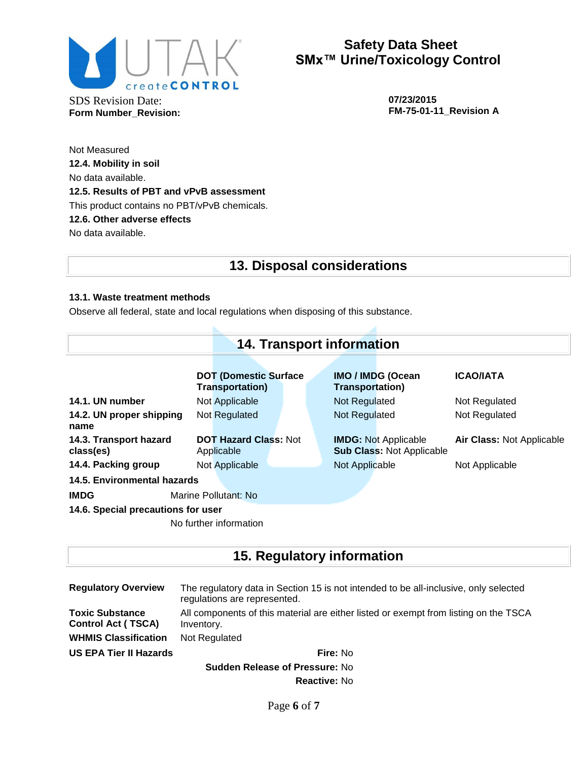Not Measured

**12.4. Mobility in soil**

No data available.

**12.5. Results of PBT and vPvB assessment**

This product contains no PBT/vPvB chemicals.

**12.6. Other adverse effects**

No data available.

## 13. Disposal considerations

**13.1. Waste treatment methods**

Observe all federal, state and local regulations when disposing of this substance.

## 14. Transport information

| | DOT (Domestic Surface Transportation) | IMO / IMDG (Ocean Transportation) | ICAO/IATA |
|---|---|---|---|
| **14.1. UN number** | Not Applicable | Not Regulated | Not Regulated |
| **14.2. UN proper shipping name** | Not Regulated | Not Regulated | Not Regulated |
| **14.3. Transport hazard class(es)** | **DOT Hazard Class:** Not Applicable | **IMDG:** Not Applicable<br>**Sub Class:** Not Applicable | **Air Class:** Not Applicable |
| **14.4. Packing group** | Not Applicable | Not Applicable | Not Applicable |

**14.5. Environmental hazards**

**IMDG** Marine Pollutant: No

**14.6. Special precautions for user**

No further information

## 15. Regulatory information

| | |
|---|---|
| **Regulatory Overview** | The regulatory data in Section 15 is not intended to be all-inclusive, only selected regulations are represented. |
| **Toxic Substance Control Act ( TSCA)** | All components of this material are either listed or exempt from listing on the TSCA Inventory. |
| **WHMIS Classification** | Not Regulated |
| **US EPA Tier II Hazards** | **Fire:** No<br>**Sudden Release of Pressure:** No<br>**Reactive:** No |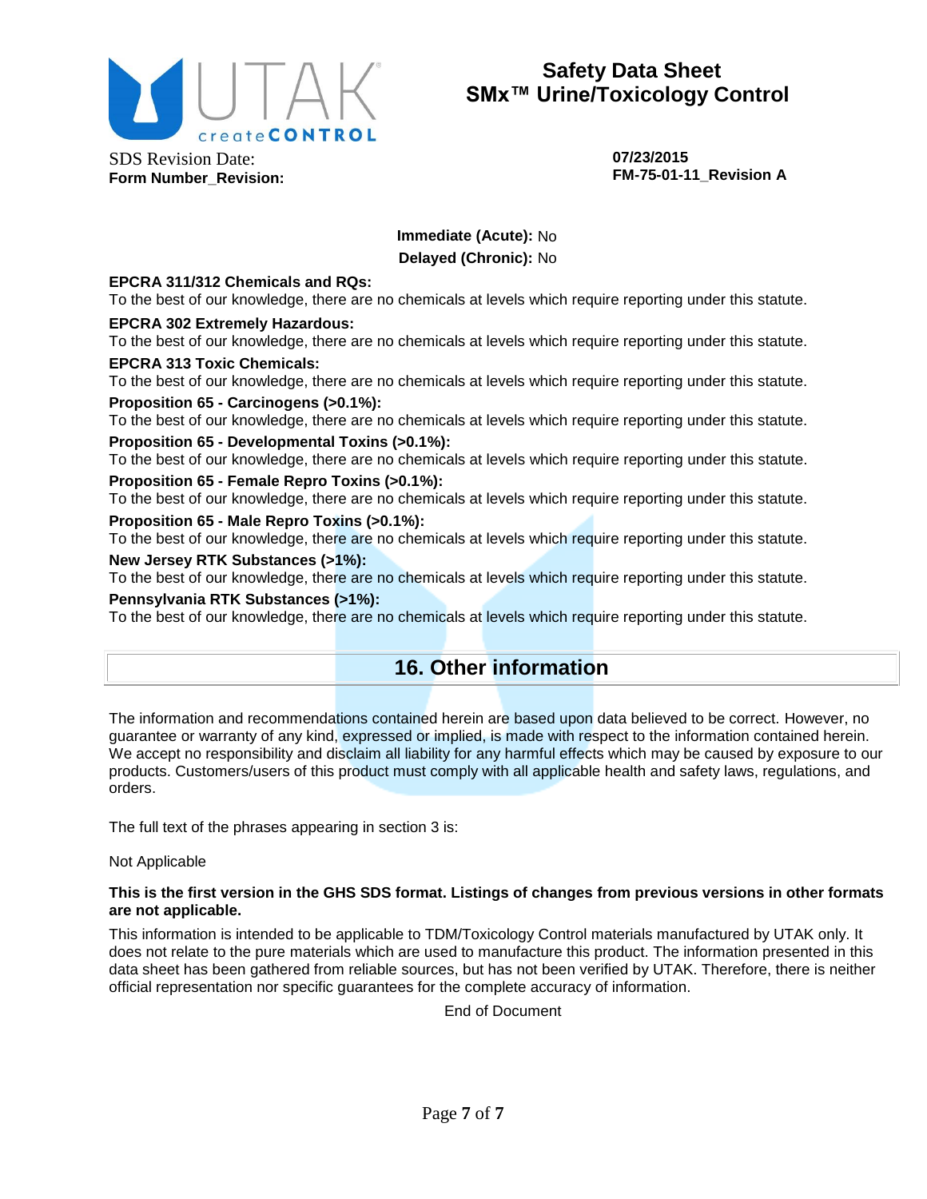**Immediate (Acute):** No

**Delayed (Chronic):** No

**EPCRA 311/312 Chemicals and RQs:**
To the best of our knowledge, there are no chemicals at levels which require reporting under this statute.

**EPCRA 302 Extremely Hazardous:**
To the best of our knowledge, there are no chemicals at levels which require reporting under this statute.

**EPCRA 313 Toxic Chemicals:**
To the best of our knowledge, there are no chemicals at levels which require reporting under this statute.

**Proposition 65 - Carcinogens (>0.1%):**
To the best of our knowledge, there are no chemicals at levels which require reporting under this statute.

**Proposition 65 - Developmental Toxins (>0.1%):**
To the best of our knowledge, there are no chemicals at levels which require reporting under this statute.

**Proposition 65 - Female Repro Toxins (>0.1%):**
To the best of our knowledge, there are no chemicals at levels which require reporting under this statute.

**Proposition 65 - Male Repro Toxins (>0.1%):**
To the best of our knowledge, there are no chemicals at levels which require reporting under this statute.

**New Jersey RTK Substances (>1%):**
To the best of our knowledge, there are no chemicals at levels which require reporting under this statute.

**Pennsylvania RTK Substances (>1%):**
To the best of our knowledge, there are no chemicals at levels which require reporting under this statute.

## 16. Other information

The information and recommendations contained herein are based upon data believed to be correct. However, no guarantee or warranty of any kind, expressed or implied, is made with respect to the information contained herein. We accept no responsibility and disclaim all liability for any harmful effects which may be caused by exposure to our products. Customers/users of this product must comply with all applicable health and safety laws, regulations, and orders.

The full text of the phrases appearing in section 3 is:

Not Applicable

**This is the first version in the GHS SDS format. Listings of changes from previous versions in other formats are not applicable.**

This information is intended to be applicable to TDM/Toxicology Control materials manufactured by UTAK only. It does not relate to the pure materials which are used to manufacture this product. The information presented in this data sheet has been gathered from reliable sources, but has not been verified by UTAK. Therefore, there is neither official representation nor specific guarantees for the complete accuracy of information.

End of Document